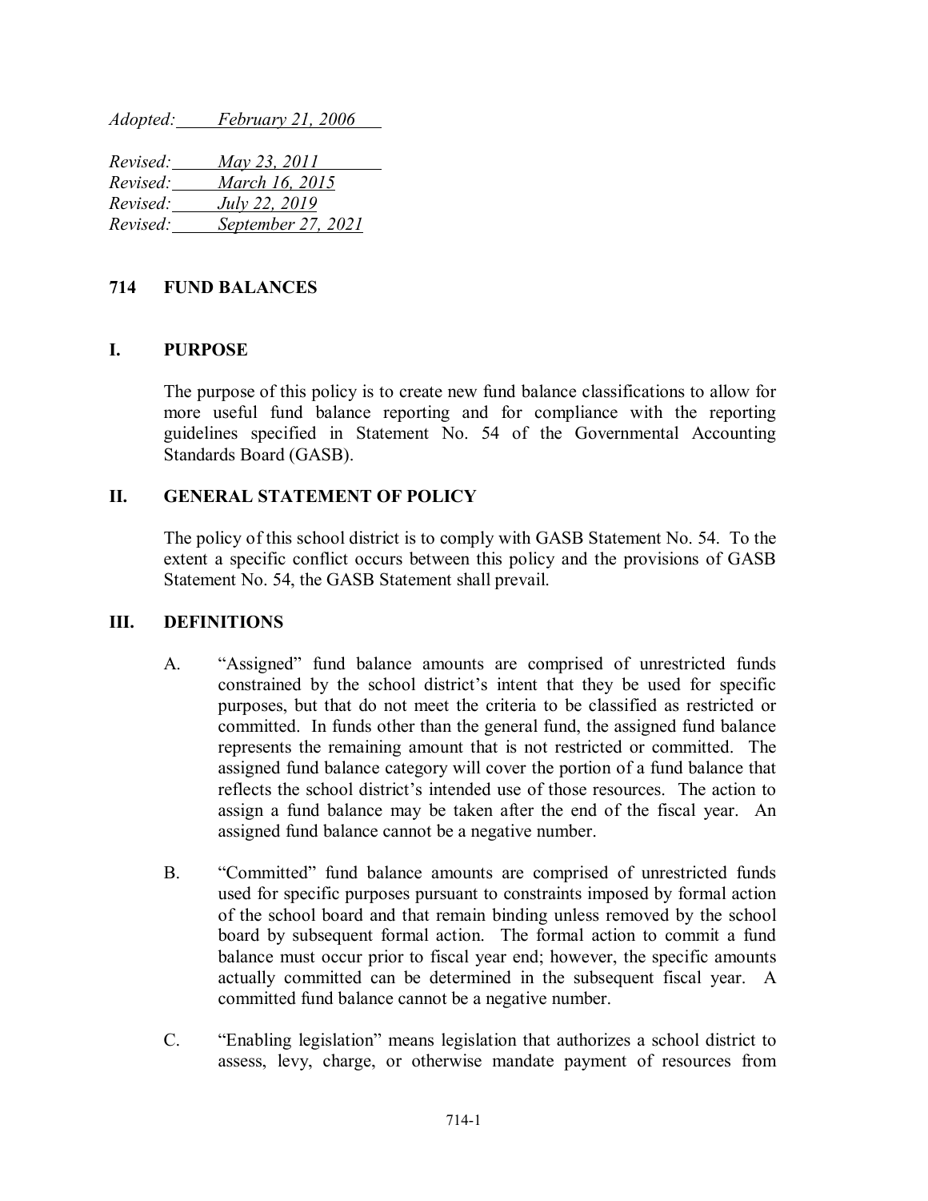*Adopted:* *February 21, 2006*

*Revised:* *May 23, 2011*
*Revised:* *March 16, 2015*
*Revised:* *July 22, 2019*
*Revised:* *September 27, 2021*

# 714 FUND BALANCES

## I. PURPOSE

The purpose of this policy is to create new fund balance classifications to allow for more useful fund balance reporting and for compliance with the reporting guidelines specified in Statement No. 54 of the Governmental Accounting Standards Board (GASB).

## II. GENERAL STATEMENT OF POLICY

The policy of this school district is to comply with GASB Statement No. 54. To the extent a specific conflict occurs between this policy and the provisions of GASB Statement No. 54, the GASB Statement shall prevail.

## III. DEFINITIONS

A. "Assigned" fund balance amounts are comprised of unrestricted funds constrained by the school district's intent that they be used for specific purposes, but that do not meet the criteria to be classified as restricted or committed. In funds other than the general fund, the assigned fund balance represents the remaining amount that is not restricted or committed. The assigned fund balance category will cover the portion of a fund balance that reflects the school district's intended use of those resources. The action to assign a fund balance may be taken after the end of the fiscal year. An assigned fund balance cannot be a negative number.

B. "Committed" fund balance amounts are comprised of unrestricted funds used for specific purposes pursuant to constraints imposed by formal action of the school board and that remain binding unless removed by the school board by subsequent formal action. The formal action to commit a fund balance must occur prior to fiscal year end; however, the specific amounts actually committed can be determined in the subsequent fiscal year. A committed fund balance cannot be a negative number.

C. "Enabling legislation" means legislation that authorizes a school district to assess, levy, charge, or otherwise mandate payment of resources from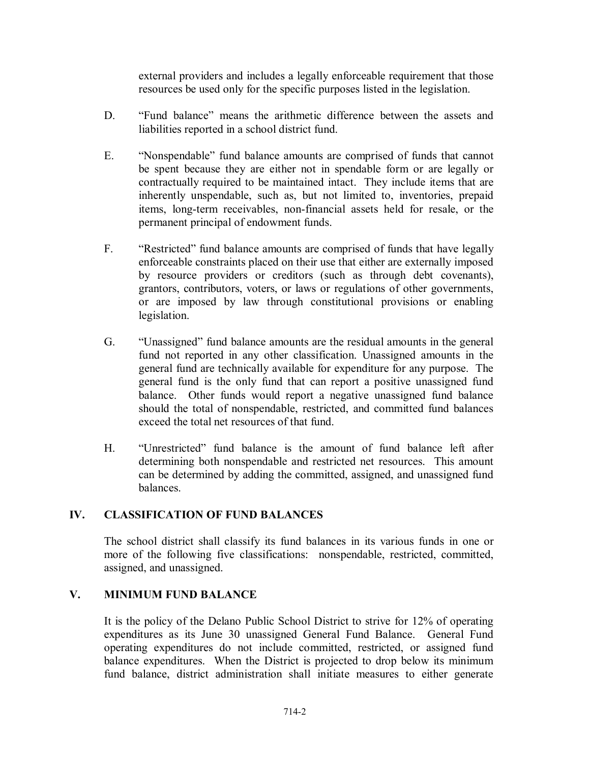external providers and includes a legally enforceable requirement that those resources be used only for the specific purposes listed in the legislation.

D. "Fund balance" means the arithmetic difference between the assets and liabilities reported in a school district fund.

E. "Nonspendable" fund balance amounts are comprised of funds that cannot be spent because they are either not in spendable form or are legally or contractually required to be maintained intact. They include items that are inherently unspendable, such as, but not limited to, inventories, prepaid items, long-term receivables, non-financial assets held for resale, or the permanent principal of endowment funds.

F. "Restricted" fund balance amounts are comprised of funds that have legally enforceable constraints placed on their use that either are externally imposed by resource providers or creditors (such as through debt covenants), grantors, contributors, voters, or laws or regulations of other governments, or are imposed by law through constitutional provisions or enabling legislation.

G. "Unassigned" fund balance amounts are the residual amounts in the general fund not reported in any other classification. Unassigned amounts in the general fund are technically available for expenditure for any purpose. The general fund is the only fund that can report a positive unassigned fund balance. Other funds would report a negative unassigned fund balance should the total of nonspendable, restricted, and committed fund balances exceed the total net resources of that fund.

H. "Unrestricted" fund balance is the amount of fund balance left after determining both nonspendable and restricted net resources. This amount can be determined by adding the committed, assigned, and unassigned fund balances.

## IV. CLASSIFICATION OF FUND BALANCES

The school district shall classify its fund balances in its various funds in one or more of the following five classifications: nonspendable, restricted, committed, assigned, and unassigned.

## V. MINIMUM FUND BALANCE

It is the policy of the Delano Public School District to strive for 12% of operating expenditures as its June 30 unassigned General Fund Balance. General Fund operating expenditures do not include committed, restricted, or assigned fund balance expenditures. When the District is projected to drop below its minimum fund balance, district administration shall initiate measures to either generate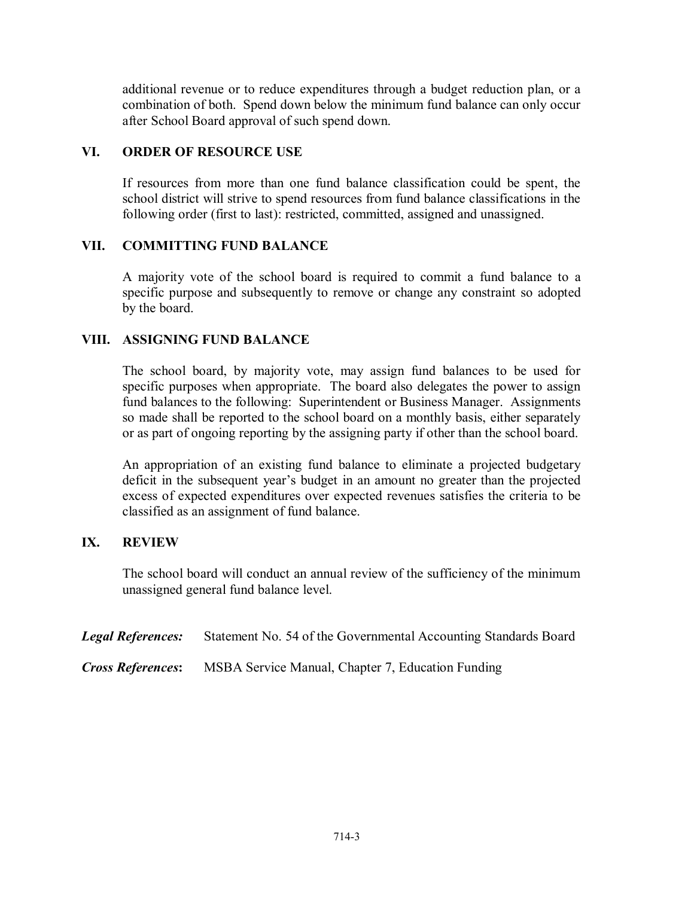additional revenue or to reduce expenditures through a budget reduction plan, or a combination of both. Spend down below the minimum fund balance can only occur after School Board approval of such spend down.

## VI. ORDER OF RESOURCE USE

If resources from more than one fund balance classification could be spent, the school district will strive to spend resources from fund balance classifications in the following order (first to last): restricted, committed, assigned and unassigned.

## VII. COMMITTING FUND BALANCE

A majority vote of the school board is required to commit a fund balance to a specific purpose and subsequently to remove or change any constraint so adopted by the board.

## VIII. ASSIGNING FUND BALANCE

The school board, by majority vote, may assign fund balances to be used for specific purposes when appropriate. The board also delegates the power to assign fund balances to the following: Superintendent or Business Manager. Assignments so made shall be reported to the school board on a monthly basis, either separately or as part of ongoing reporting by the assigning party if other than the school board.

An appropriation of an existing fund balance to eliminate a projected budgetary deficit in the subsequent year's budget in an amount no greater than the projected excess of expected expenditures over expected revenues satisfies the criteria to be classified as an assignment of fund balance.

## IX. REVIEW

The school board will conduct an annual review of the sufficiency of the minimum unassigned general fund balance level.

***Legal References:*** Statement No. 54 of the Governmental Accounting Standards Board

***Cross References*:** MSBA Service Manual, Chapter 7, Education Funding